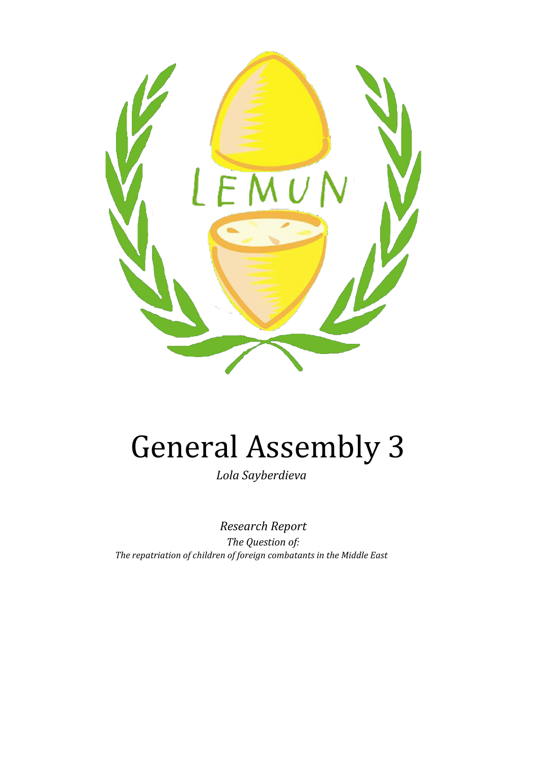# General Assembly 3

*Lola Sayberdieva*

*Research Report*

*The Question of:*

*The repatriation of children of foreign combatants in the Middle East*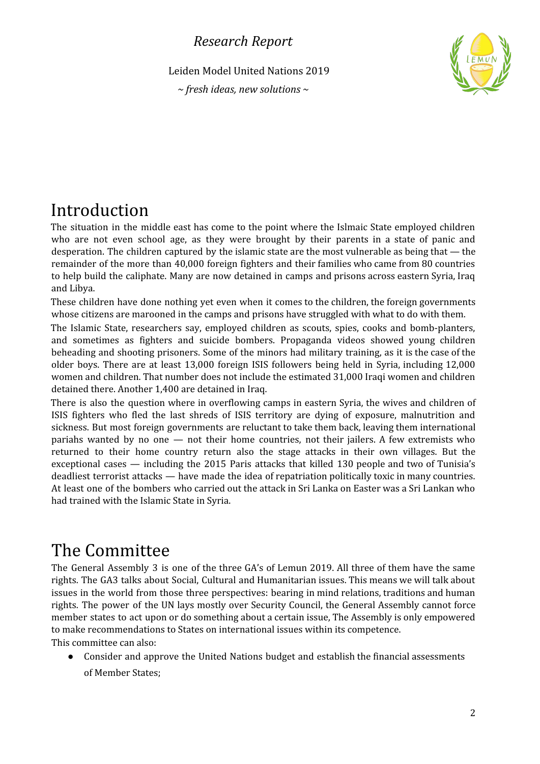# Introduction

The situation in the middle east has come to the point where the Islmaic State employed children who are not even school age, as they were brought by their parents in a state of panic and desperation. The children captured by the islamic state are the most vulnerable as being that — the remainder of the more than 40,000 foreign fighters and their families who came from 80 countries to help build the caliphate. Many are now detained in camps and prisons across eastern Syria, Iraq and Libya.

These children have done nothing yet even when it comes to the children, the foreign governments whose citizens are marooned in the camps and prisons have struggled with what to do with them.

The Islamic State, researchers say, employed children as scouts, spies, cooks and bomb-planters, and sometimes as fighters and suicide bombers. Propaganda videos showed young children beheading and shooting prisoners. Some of the minors had military training, as it is the case of the older boys. There are at least 13,000 foreign ISIS followers being held in Syria, including 12,000 women and children. That number does not include the estimated 31,000 Iraqi women and children detained there. Another 1,400 are detained in Iraq.

There is also the question where in overflowing camps in eastern Syria, the wives and children of ISIS fighters who fled the last shreds of ISIS territory are dying of exposure, malnutrition and sickness. But most foreign governments are reluctant to take them back, leaving them international pariahs wanted by no one — not their home countries, not their jailers. A few extremists who returned to their home country return also the stage attacks in their own villages. But the exceptional cases — including the 2015 Paris attacks that killed 130 people and two of Tunisia's deadliest terrorist attacks — have made the idea of repatriation politically toxic in many countries. At least one of the bombers who carried out the attack in Sri Lanka on Easter was a Sri Lankan who had trained with the Islamic State in Syria.

# The Committee

The General Assembly 3 is one of the three GA's of Lemun 2019. All three of them have the same rights. The GA3 talks about Social, Cultural and Humanitarian issues. This means we will talk about issues in the world from those three perspectives: bearing in mind relations, traditions and human rights. The power of the UN lays mostly over Security Council, the General Assembly cannot force member states to act upon or do something about a certain issue, The Assembly is only empowered to make recommendations to States on international issues within its competence.

This committee can also:

- Consider and approve the United Nations budget and establish the financial assessments of Member States;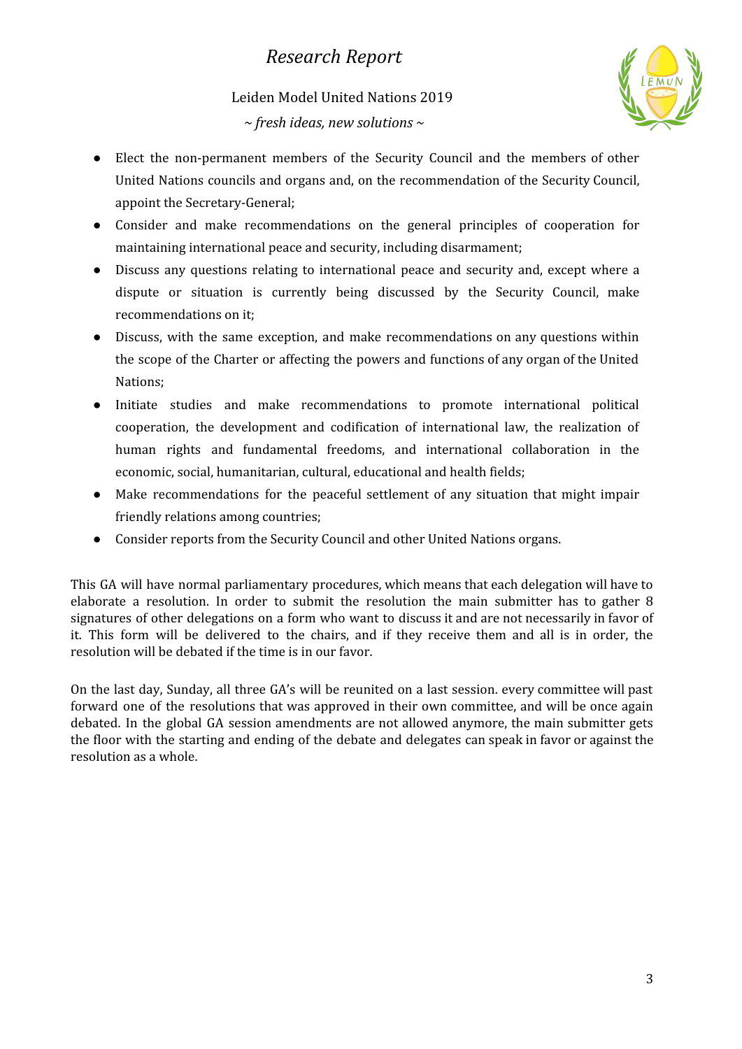- Elect the non-permanent members of the Security Council and the members of other United Nations councils and organs and, on the recommendation of the Security Council, appoint the Secretary-General;
- Consider and make recommendations on the general principles of cooperation for maintaining international peace and security, including disarmament;
- Discuss any questions relating to international peace and security and, except where a dispute or situation is currently being discussed by the Security Council, make recommendations on it;
- Discuss, with the same exception, and make recommendations on any questions within the scope of the Charter or affecting the powers and functions of any organ of the United Nations;
- Initiate studies and make recommendations to promote international political cooperation, the development and codification of international law, the realization of human rights and fundamental freedoms, and international collaboration in the economic, social, humanitarian, cultural, educational and health fields;
- Make recommendations for the peaceful settlement of any situation that might impair friendly relations among countries;
- Consider reports from the Security Council and other United Nations organs.

This GA will have normal parliamentary procedures, which means that each delegation will have to elaborate a resolution. In order to submit the resolution the main submitter has to gather 8 signatures of other delegations on a form who want to discuss it and are not necessarily in favor of it. This form will be delivered to the chairs, and if they receive them and all is in order, the resolution will be debated if the time is in our favor.

On the last day, Sunday, all three GA's will be reunited on a last session. every committee will past forward one of the resolutions that was approved in their own committee, and will be once again debated. In the global GA session amendments are not allowed anymore, the main submitter gets the floor with the starting and ending of the debate and delegates can speak in favor or against the resolution as a whole.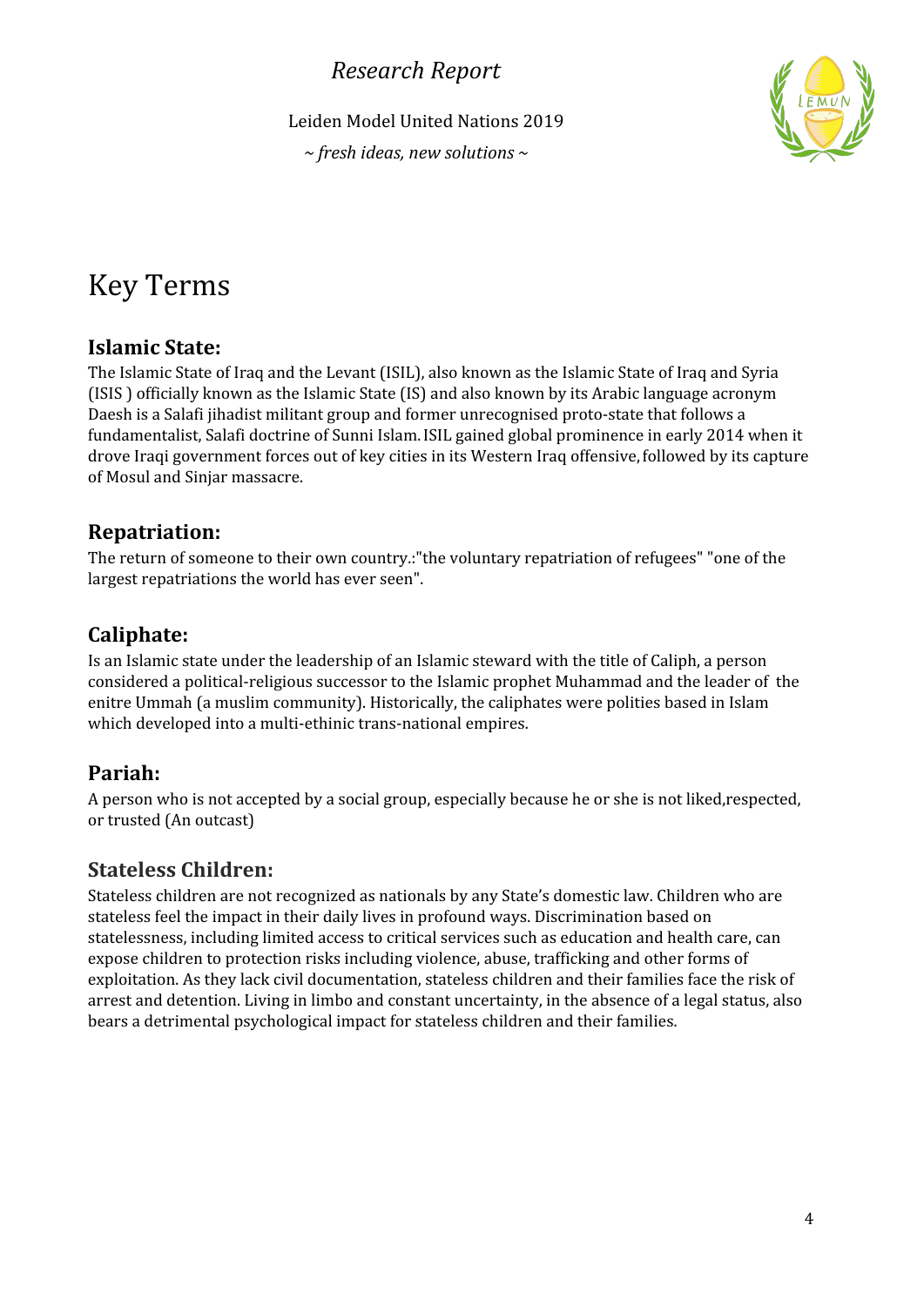# Key Terms

### Islamic State:

The Islamic State of Iraq and the Levant (ISIL), also known as the Islamic State of Iraq and Syria (ISIS ) officially known as the Islamic State (IS) and also known by its Arabic language acronym Daesh is a Salafi jihadist militant group and former unrecognised proto-state that follows a fundamentalist, Salafi doctrine of Sunni Islam. ISIL gained global prominence in early 2014 when it drove Iraqi government forces out of key cities in its Western Iraq offensive, followed by its capture of Mosul and Sinjar massacre.

### Repatriation:

The return of someone to their own country.:"the voluntary repatriation of refugees" "one of the largest repatriations the world has ever seen".

### Caliphate:

Is an Islamic state under the leadership of an Islamic steward with the title of Caliph, a person considered a political-religious successor to the Islamic prophet Muhammad and the leader of the enitre Ummah (a muslim community). Historically, the caliphates were polities based in Islam which developed into a multi-ethinic trans-national empires.

### Pariah:

A person who is not accepted by a social group, especially because he or she is not liked,respected, or trusted (An outcast)

### Stateless Children:

Stateless children are not recognized as nationals by any State's domestic law. Children who are stateless feel the impact in their daily lives in profound ways. Discrimination based on statelessness, including limited access to critical services such as education and health care, can expose children to protection risks including violence, abuse, trafficking and other forms of exploitation. As they lack civil documentation, stateless children and their families face the risk of arrest and detention. Living in limbo and constant uncertainty, in the absence of a legal status, also bears a detrimental psychological impact for stateless children and their families.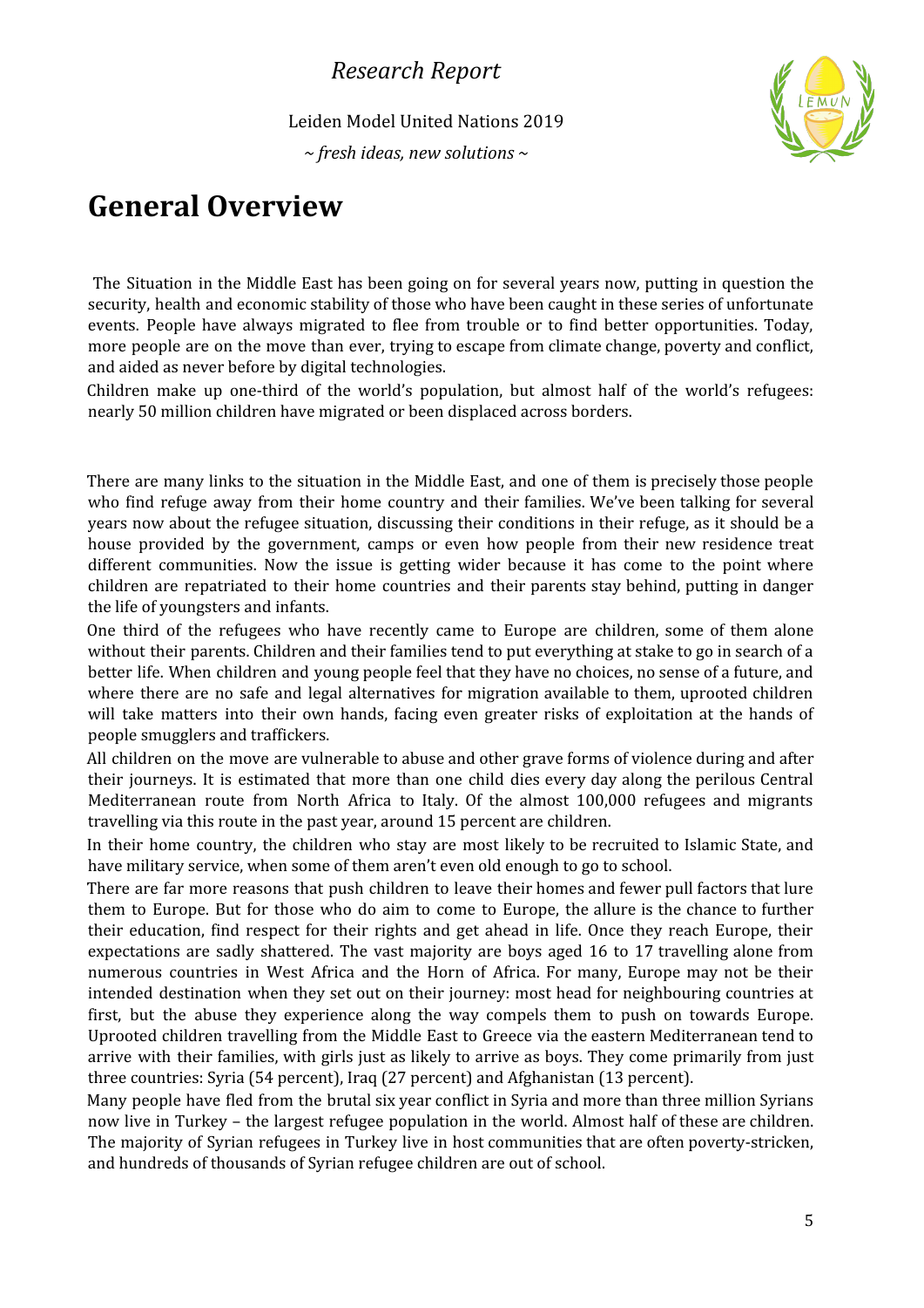# General Overview

The Situation in the Middle East has been going on for several years now, putting in question the security, health and economic stability of those who have been caught in these series of unfortunate events. People have always migrated to flee from trouble or to find better opportunities. Today, more people are on the move than ever, trying to escape from climate change, poverty and conflict, and aided as never before by digital technologies.

Children make up one-third of the world's population, but almost half of the world's refugees: nearly 50 million children have migrated or been displaced across borders.

There are many links to the situation in the Middle East, and one of them is precisely those people who find refuge away from their home country and their families. We've been talking for several years now about the refugee situation, discussing their conditions in their refuge, as it should be a house provided by the government, camps or even how people from their new residence treat different communities. Now the issue is getting wider because it has come to the point where children are repatriated to their home countries and their parents stay behind, putting in danger the life of youngsters and infants.

One third of the refugees who have recently came to Europe are children, some of them alone without their parents. Children and their families tend to put everything at stake to go in search of a better life. When children and young people feel that they have no choices, no sense of a future, and where there are no safe and legal alternatives for migration available to them, uprooted children will take matters into their own hands, facing even greater risks of exploitation at the hands of people smugglers and traffickers.

All children on the move are vulnerable to abuse and other grave forms of violence during and after their journeys. It is estimated that more than one child dies every day along the perilous Central Mediterranean route from North Africa to Italy. Of the almost 100,000 refugees and migrants travelling via this route in the past year, around 15 percent are children.

In their home country, the children who stay are most likely to be recruited to Islamic State, and have military service, when some of them aren't even old enough to go to school.

There are far more reasons that push children to leave their homes and fewer pull factors that lure them to Europe. But for those who do aim to come to Europe, the allure is the chance to further their education, find respect for their rights and get ahead in life. Once they reach Europe, their expectations are sadly shattered. The vast majority are boys aged 16 to 17 travelling alone from numerous countries in West Africa and the Horn of Africa. For many, Europe may not be their intended destination when they set out on their journey: most head for neighbouring countries at first, but the abuse they experience along the way compels them to push on towards Europe. Uprooted children travelling from the Middle East to Greece via the eastern Mediterranean tend to arrive with their families, with girls just as likely to arrive as boys. They come primarily from just three countries: Syria (54 percent), Iraq (27 percent) and Afghanistan (13 percent).

Many people have fled from the brutal six year conflict in Syria and more than three million Syrians now live in Turkey – the largest refugee population in the world. Almost half of these are children. The majority of Syrian refugees in Turkey live in host communities that are often poverty-stricken, and hundreds of thousands of Syrian refugee children are out of school.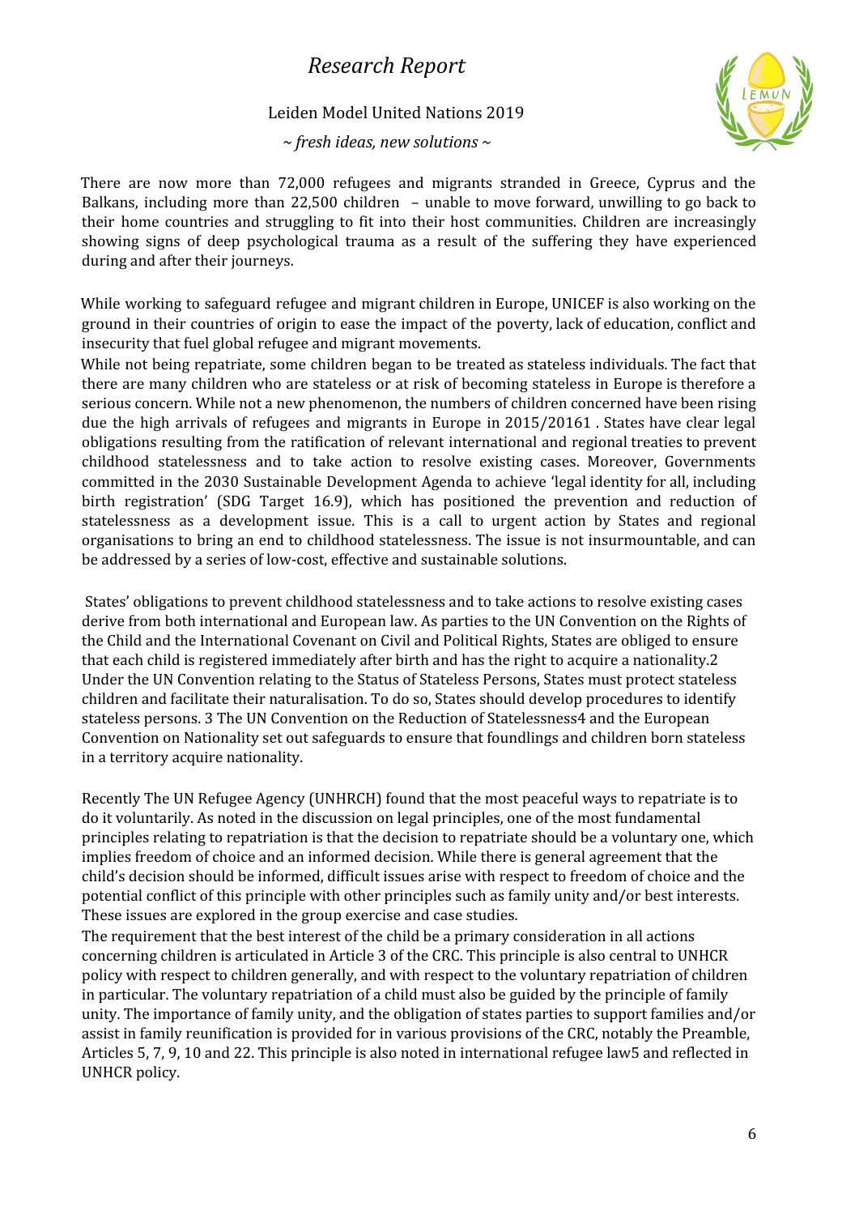There are now more than 72,000 refugees and migrants stranded in Greece, Cyprus and the Balkans, including more than 22,500 children – unable to move forward, unwilling to go back to their home countries and struggling to fit into their host communities. Children are increasingly showing signs of deep psychological trauma as a result of the suffering they have experienced during and after their journeys.

While working to safeguard refugee and migrant children in Europe, UNICEF is also working on the ground in their countries of origin to ease the impact of the poverty, lack of education, conflict and insecurity that fuel global refugee and migrant movements.

While not being repatriate, some children began to be treated as stateless individuals. The fact that there are many children who are stateless or at risk of becoming stateless in Europe is therefore a serious concern. While not a new phenomenon, the numbers of children concerned have been rising due the high arrivals of refugees and migrants in Europe in 2015/2016[1] . States have clear legal obligations resulting from the ratification of relevant international and regional treaties to prevent childhood statelessness and to take action to resolve existing cases. Moreover, Governments committed in the 2030 Sustainable Development Agenda to achieve 'legal identity for all, including birth registration' (SDG Target 16.9), which has positioned the prevention and reduction of statelessness as a development issue. This is a call to urgent action by States and regional organisations to bring an end to childhood statelessness. The issue is not insurmountable, and can be addressed by a series of low-cost, effective and sustainable solutions.

States' obligations to prevent childhood statelessness and to take actions to resolve existing cases derive from both international and European law. As parties to the UN Convention on the Rights of the Child and the International Covenant on Civil and Political Rights, States are obliged to ensure that each child is registered immediately after birth and has the right to acquire a nationality.[2] Under the UN Convention relating to the Status of Stateless Persons, States must protect stateless children and facilitate their naturalisation. To do so, States should develop procedures to identify stateless persons.[3] The UN Convention on the Reduction of Statelessness[4] and the European Convention on Nationality set out safeguards to ensure that foundlings and children born stateless in a territory acquire nationality.

Recently The UN Refugee Agency (UNHRCH) found that the most peaceful ways to repatriate is to do it voluntarily. As noted in the discussion on legal principles, one of the most fundamental principles relating to repatriation is that the decision to repatriate should be a voluntary one, which implies freedom of choice and an informed decision. While there is general agreement that the child's decision should be informed, difficult issues arise with respect to freedom of choice and the potential conflict of this principle with other principles such as family unity and/or best interests. These issues are explored in the group exercise and case studies.

The requirement that the best interest of the child be a primary consideration in all actions concerning children is articulated in Article 3 of the CRC. This principle is also central to UNHCR policy with respect to children generally, and with respect to the voluntary repatriation of children in particular. The voluntary repatriation of a child must also be guided by the principle of family unity. The importance of family unity, and the obligation of states parties to support families and/or assist in family reunification is provided for in various provisions of the CRC, notably the Preamble, Articles 5, 7, 9, 10 and 22. This principle is also noted in international refugee law[5] and reflected in UNHCR policy.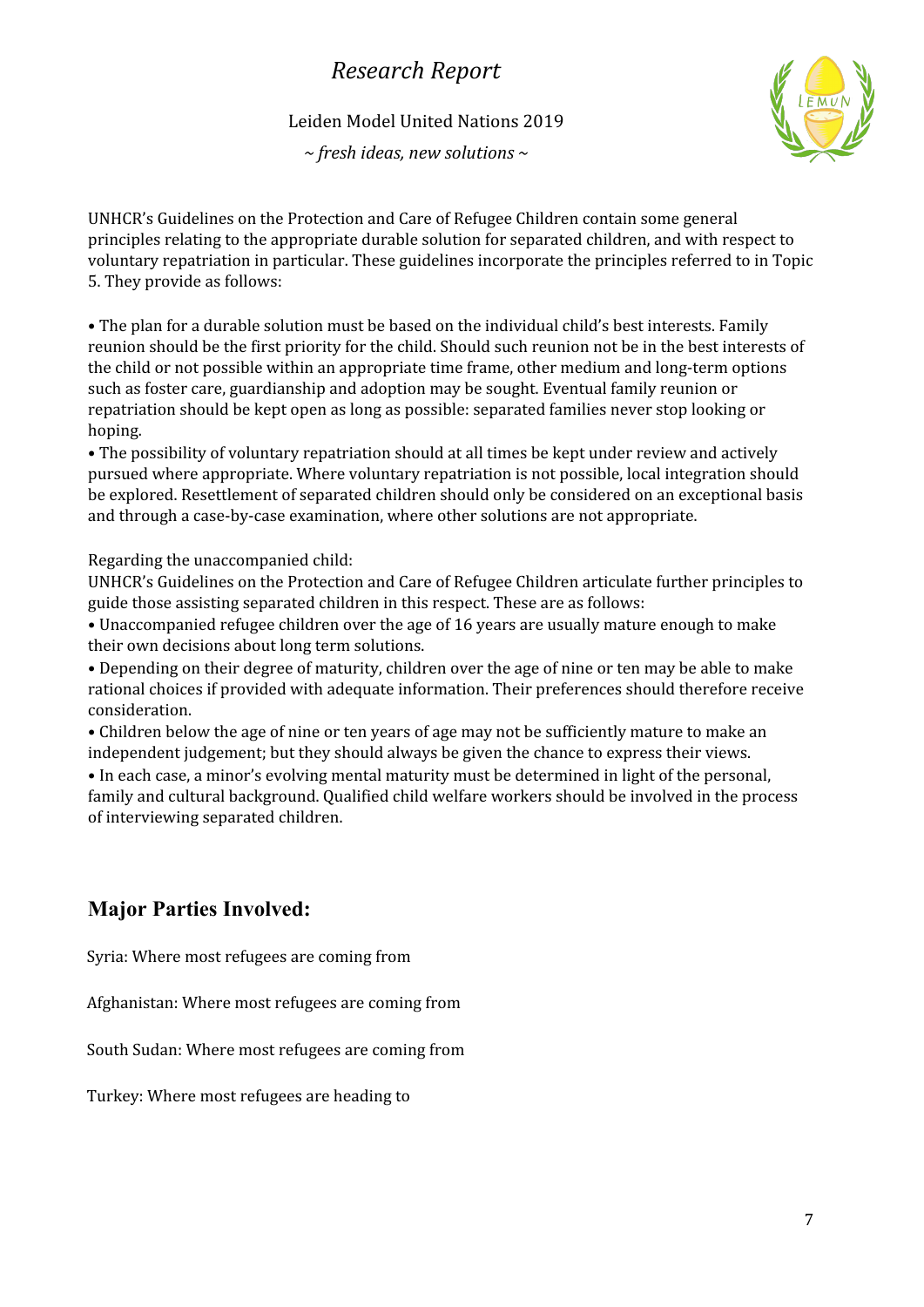UNHCR's Guidelines on the Protection and Care of Refugee Children contain some general principles relating to the appropriate durable solution for separated children, and with respect to voluntary repatriation in particular. These guidelines incorporate the principles referred to in Topic 5. They provide as follows:

• The plan for a durable solution must be based on the individual child's best interests. Family reunion should be the first priority for the child. Should such reunion not be in the best interests of the child or not possible within an appropriate time frame, other medium and long-term options such as foster care, guardianship and adoption may be sought. Eventual family reunion or repatriation should be kept open as long as possible: separated families never stop looking or hoping.

• The possibility of voluntary repatriation should at all times be kept under review and actively pursued where appropriate. Where voluntary repatriation is not possible, local integration should be explored. Resettlement of separated children should only be considered on an exceptional basis and through a case-by-case examination, where other solutions are not appropriate.

Regarding the unaccompanied child:
UNHCR's Guidelines on the Protection and Care of Refugee Children articulate further principles to guide those assisting separated children in this respect. These are as follows:

• Unaccompanied refugee children over the age of 16 years are usually mature enough to make their own decisions about long term solutions.

• Depending on their degree of maturity, children over the age of nine or ten may be able to make rational choices if provided with adequate information. Their preferences should therefore receive consideration.

• Children below the age of nine or ten years of age may not be sufficiently mature to make an independent judgement; but they should always be given the chance to express their views.

• In each case, a minor's evolving mental maturity must be determined in light of the personal, family and cultural background. Qualified child welfare workers should be involved in the process of interviewing separated children.

## Major Parties Involved:

Syria: Where most refugees are coming from

Afghanistan: Where most refugees are coming from

South Sudan: Where most refugees are coming from

Turkey: Where most refugees are heading to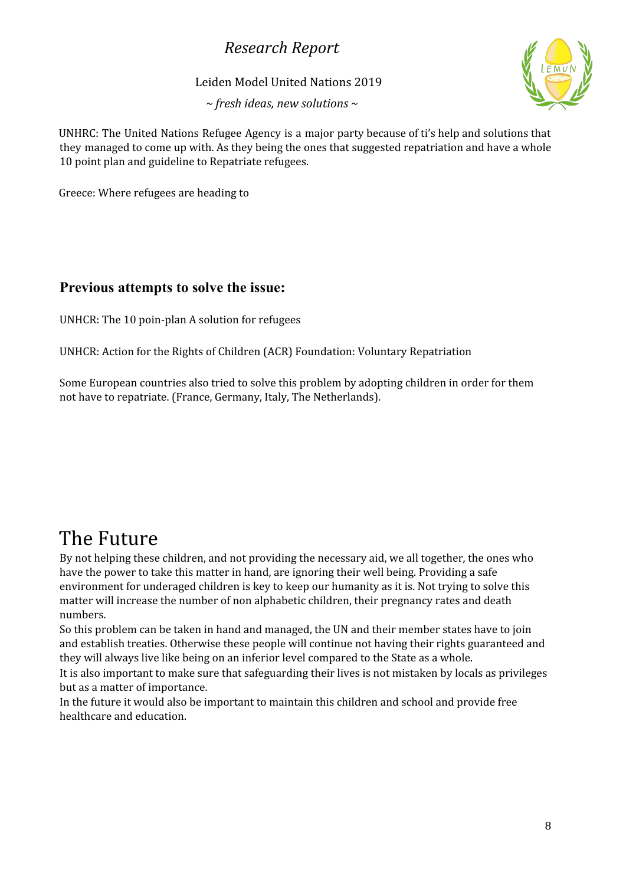UNHRC: The United Nations Refugee Agency is a major party because of ti's help and solutions that they managed to come up with. As they being the ones that suggested repatriation and have a whole 10 point plan and guideline to Repatriate refugees.

Greece: Where refugees are heading to

### **Previous attempts to solve the issue:**

UNHCR: The 10 poin-plan A solution for refugees

UNHCR: Action for the Rights of Children (ACR) Foundation: Voluntary Repatriation

Some European countries also tried to solve this problem by adopting children in order for them not have to repatriate. (France, Germany, Italy, The Netherlands).

# The Future

By not helping these children, and not providing the necessary aid, we all together, the ones who have the power to take this matter in hand, are ignoring their well being. Providing a safe environment for underaged children is key to keep our humanity as it is. Not trying to solve this matter will increase the number of non alphabetic children, their pregnancy rates and death numbers.

So this problem can be taken in hand and managed, the UN and their member states have to join and establish treaties. Otherwise these people will continue not having their rights guaranteed and they will always live like being on an inferior level compared to the State as a whole.

It is also important to make sure that safeguarding their lives is not mistaken by locals as privileges but as a matter of importance.

In the future it would also be important to maintain this children and school and provide free healthcare and education.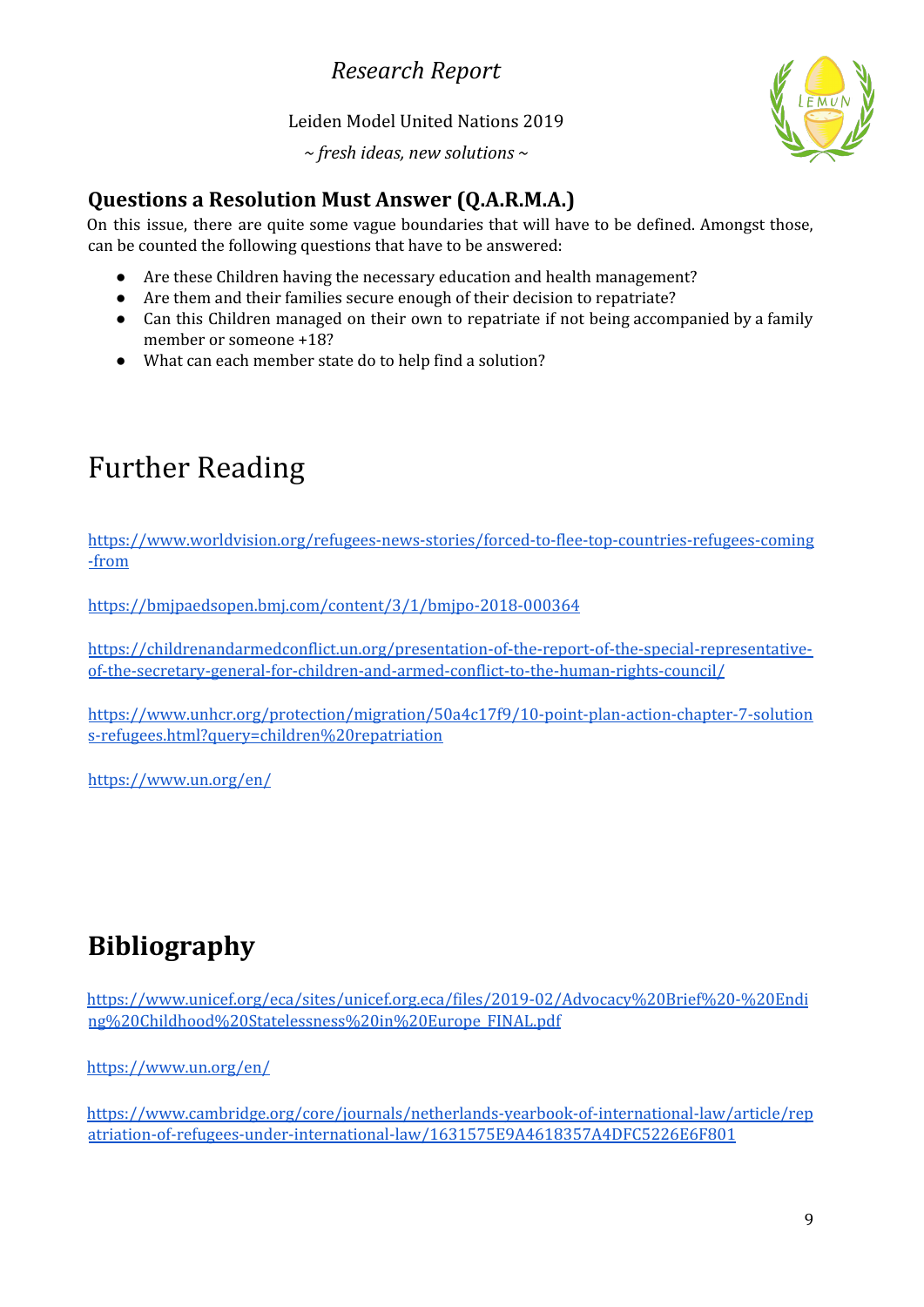### **Questions a Resolution Must Answer (Q.A.R.M.A.)**

On this issue, there are quite some vague boundaries that will have to be defined. Amongst those, can be counted the following questions that have to be answered:

- Are these Children having the necessary education and health management?
- Are them and their families secure enough of their decision to repatriate?
- Can this Children managed on their own to repatriate if not being accompanied by a family member or someone +18?
- What can each member state do to help find a solution?

# Further Reading

https://www.worldvision.org/refugees-news-stories/forced-to-flee-top-countries-refugees-coming-from

https://bmjpaedsopen.bmj.com/content/3/1/bmjpo-2018-000364

https://childrenandarmedconflict.un.org/presentation-of-the-report-of-the-special-representative-of-the-secretary-general-for-children-and-armed-conflict-to-the-human-rights-council/

https://www.unhcr.org/protection/migration/50a4c17f9/10-point-plan-action-chapter-7-solutions-refugees.html?query=children%20repatriation

https://www.un.org/en/

# **Bibliography**

https://www.unicef.org/eca/sites/unicef.org.eca/files/2019-02/Advocacy%20Brief%20-%20Ending%20Childhood%20Statelessness%20in%20Europe_FINAL.pdf

https://www.un.org/en/

https://www.cambridge.org/core/journals/netherlands-yearbook-of-international-law/article/repatriation-of-refugees-under-international-law/1631575E9A4618357A4DFC5226E6F801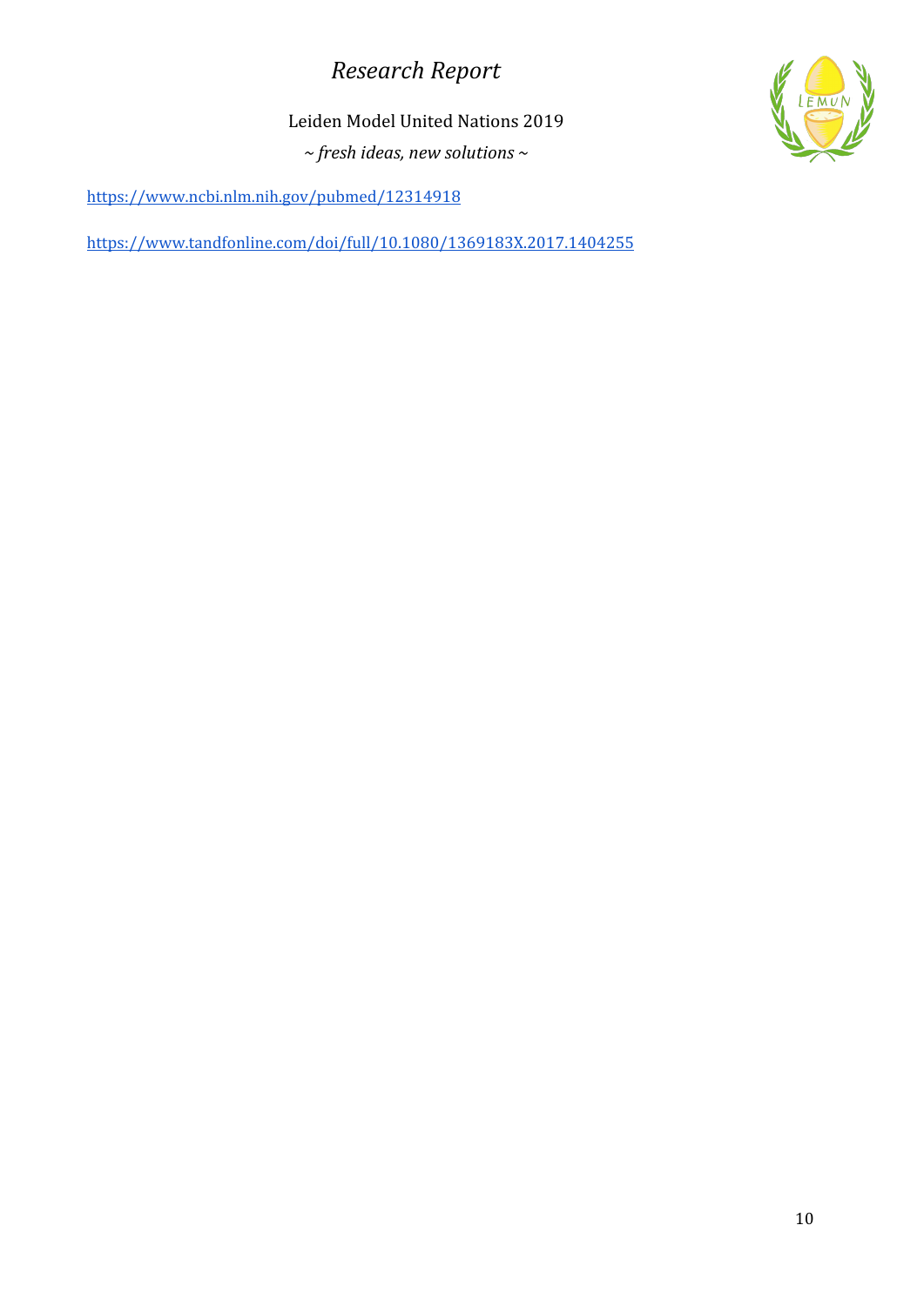https://www.ncbi.nlm.nih.gov/pubmed/12314918

https://www.tandfonline.com/doi/full/10.1080/1369183X.2017.1404255